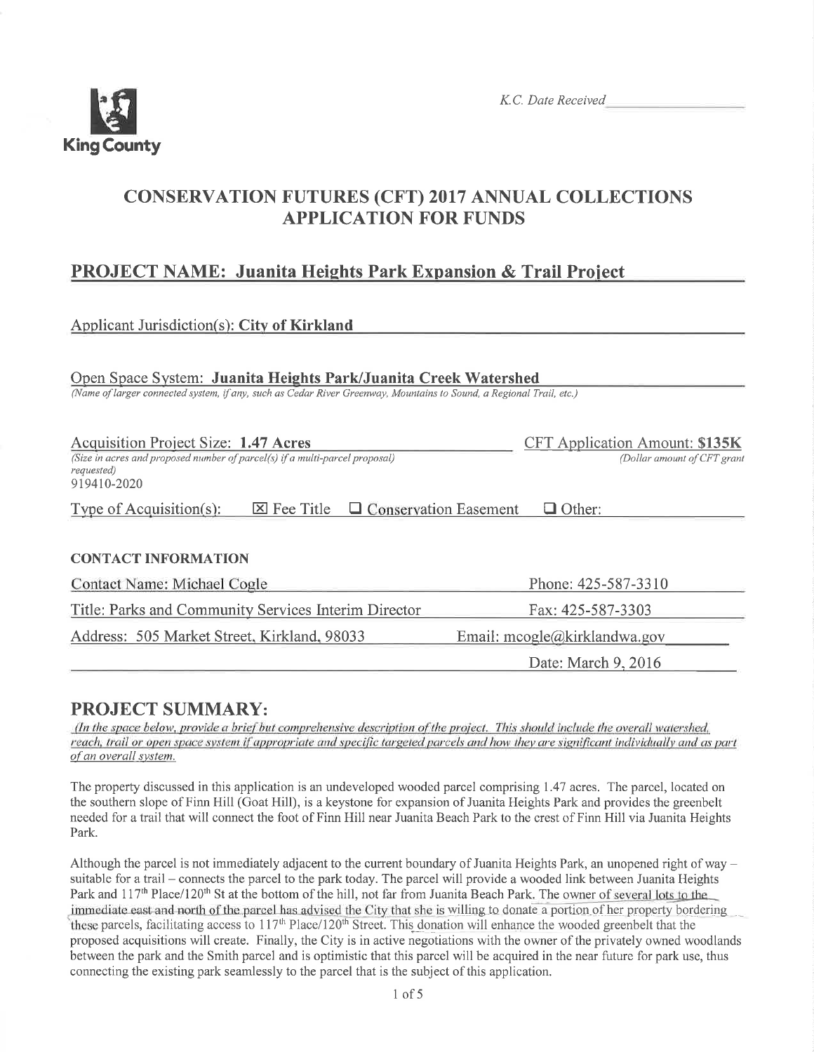King County

*K.C. Date Received*

# CONSERVATION FUTURES (CFT) 2017 ANNUAL COLLECTIONS APPLICATION FOR FUNDS

## PROJECT NAME: Juanita Heights Park Expansion & Trail Project

Applicant Jurisdiction(s): **City of Kirkland**

Open Space System: **Juanita Heights Park/Juanita Creek Watershed**
*(Name of larger connected system, if any, such as Cedar River Greenway, Mountains to Sound, a Regional Trail, etc.)*

Acquisition Project Size: **1.47 Acres**
*(Size in acres and proposed number of parcel(s) if a multi-parcel proposal)*
919410-2020

CFT Application Amount: **$135K**
*(Dollar amount of CFT grant requested)*

Type of Acquisition(s): ☒ Fee Title ☐ Conservation Easement ☐ Other:

**CONTACT INFORMATION**

Contact Name: Michael Cogle
Phone: 425-587-3310

Title: Parks and Community Services Interim Director
Fax: 425-587-3303

Address: 505 Market Street, Kirkland, 98033
Email: mcogle@kirklandwa.gov

Date: March 9, 2016

## PROJECT SUMMARY:

*(In the space below, provide a brief but comprehensive description of the project. This should include the overall watershed, reach, trail or open space system if appropriate and specific targeted parcels and how they are significant individually and as part of an overall system.*

The property discussed in this application is an undeveloped wooded parcel comprising 1.47 acres. The parcel, located on the southern slope of Finn Hill (Goat Hill), is a keystone for expansion of Juanita Heights Park and provides the greenbelt needed for a trail that will connect the foot of Finn Hill near Juanita Beach Park to the crest of Finn Hill via Juanita Heights Park.

Although the parcel is not immediately adjacent to the current boundary of Juanita Heights Park, an unopened right of way – suitable for a trail – connects the parcel to the park today. The parcel will provide a wooded link between Juanita Heights Park and 117th Place/120th St at the bottom of the hill, not far from Juanita Beach Park. The owner of several lots to the immediate east and north of the parcel has advised the City that she is willing to donate a portion of her property bordering these parcels, facilitating access to 117th Place/120th Street. This donation will enhance the wooded greenbelt that the proposed acquisitions will create. Finally, the City is in active negotiations with the owner of the privately owned woodlands between the park and the Smith parcel and is optimistic that this parcel will be acquired in the near future for park use, thus connecting the existing park seamlessly to the parcel that is the subject of this application.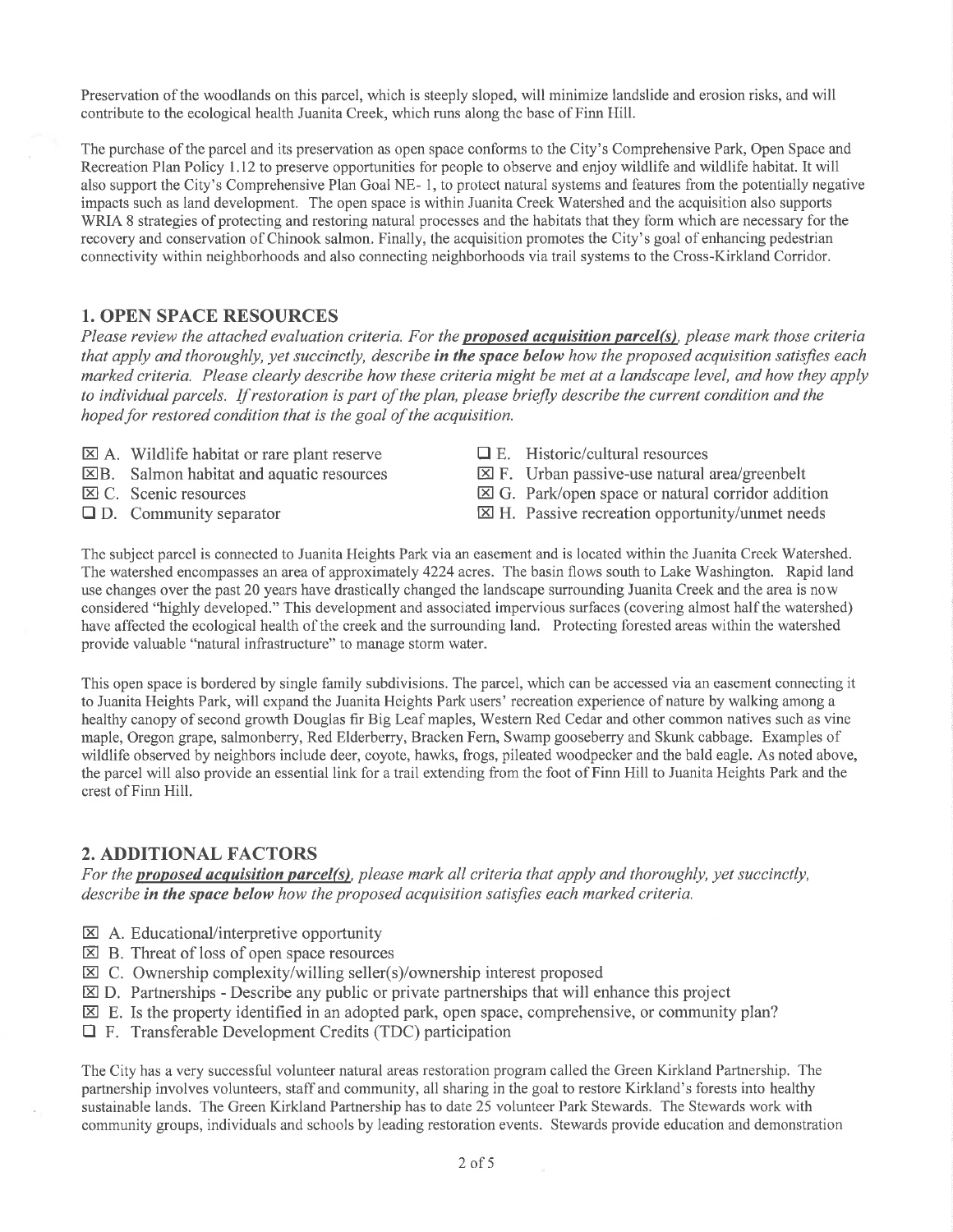Preservation of the woodlands on this parcel, which is steeply sloped, will minimize landslide and erosion risks, and will contribute to the ecological health Juanita Creek, which runs along the base of Finn Hill.

The purchase of the parcel and its preservation as open space conforms to the City's Comprehensive Park, Open Space and Recreation Plan Policy 1.12 to preserve opportunities for people to observe and enjoy wildlife and wildlife habitat. It will also support the City's Comprehensive Plan Goal NE- 1, to protect natural systems and features from the potentially negative impacts such as land development. The open space is within Juanita Creek Watershed and the acquisition also supports WRIA 8 strategies of protecting and restoring natural processes and the habitats that they form which are necessary for the recovery and conservation of Chinook salmon. Finally, the acquisition promotes the City's goal of enhancing pedestrian connectivity within neighborhoods and also connecting neighborhoods via trail systems to the Cross-Kirkland Corridor.

## 1. OPEN SPACE RESOURCES

*Please review the attached evaluation criteria. For the* ***proposed acquisition parcel(s)****, please mark those criteria that apply and thoroughly, yet succinctly, describe* ***in the space below*** *how the proposed acquisition satisfies each marked criteria. Please clearly describe how these criteria might be met at a landscape level, and how they apply to individual parcels. If restoration is part of the plan, please briefly describe the current condition and the hoped for restored condition that is the goal of the acquisition.*

- ☒ A. Wildlife habitat or rare plant reserve
- ☒ B. Salmon habitat and aquatic resources
- ☒ C. Scenic resources
- ☐ D. Community separator
- ☐ E. Historic/cultural resources
- ☒ F. Urban passive-use natural area/greenbelt
- ☒ G. Park/open space or natural corridor addition
- ☒ H. Passive recreation opportunity/unmet needs

The subject parcel is connected to Juanita Heights Park via an easement and is located within the Juanita Creek Watershed. The watershed encompasses an area of approximately 4224 acres. The basin flows south to Lake Washington. Rapid land use changes over the past 20 years have drastically changed the landscape surrounding Juanita Creek and the area is now considered "highly developed." This development and associated impervious surfaces (covering almost half the watershed) have affected the ecological health of the creek and the surrounding land. Protecting forested areas within the watershed provide valuable "natural infrastructure" to manage storm water.

This open space is bordered by single family subdivisions. The parcel, which can be accessed via an easement connecting it to Juanita Heights Park, will expand the Juanita Heights Park users' recreation experience of nature by walking among a healthy canopy of second growth Douglas fir Big Leaf maples, Western Red Cedar and other common natives such as vine maple, Oregon grape, salmonberry, Red Elderberry, Bracken Fern, Swamp gooseberry and Skunk cabbage. Examples of wildlife observed by neighbors include deer, coyote, hawks, frogs, pileated woodpecker and the bald eagle. As noted above, the parcel will also provide an essential link for a trail extending from the foot of Finn Hill to Juanita Heights Park and the crest of Finn Hill.

## 2. ADDITIONAL FACTORS

*For the* ***proposed acquisition parcel(s)****, please mark all criteria that apply and thoroughly, yet succinctly, describe* ***in the space below*** *how the proposed acquisition satisfies each marked criteria.*

- ☒ A. Educational/interpretive opportunity
- ☒ B. Threat of loss of open space resources
- ☒ C. Ownership complexity/willing seller(s)/ownership interest proposed
- ☒ D. Partnerships - Describe any public or private partnerships that will enhance this project
- ☒ E. Is the property identified in an adopted park, open space, comprehensive, or community plan?
- ☐ F. Transferable Development Credits (TDC) participation

The City has a very successful volunteer natural areas restoration program called the Green Kirkland Partnership. The partnership involves volunteers, staff and community, all sharing in the goal to restore Kirkland's forests into healthy sustainable lands. The Green Kirkland Partnership has to date 25 volunteer Park Stewards. The Stewards work with community groups, individuals and schools by leading restoration events. Stewards provide education and demonstration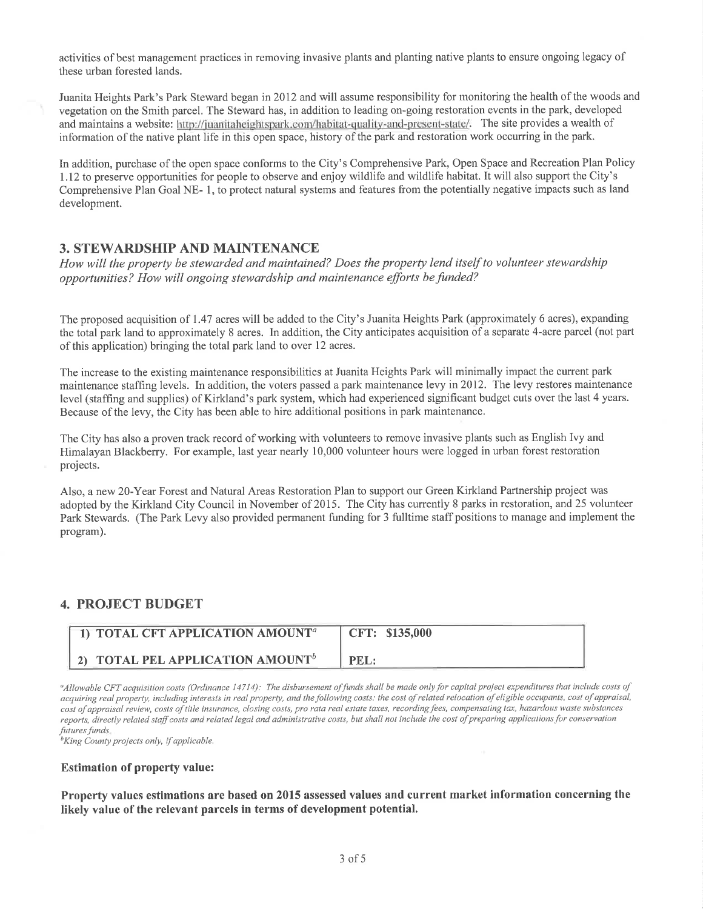activities of best management practices in removing invasive plants and planting native plants to ensure ongoing legacy of these urban forested lands.

Juanita Heights Park's Park Steward began in 2012 and will assume responsibility for monitoring the health of the woods and vegetation on the Smith parcel. The Steward has, in addition to leading on-going restoration events in the park, developed and maintains a website: http://juanitaheightspark.com/habitat-quality-and-present-state/. The site provides a wealth of information of the native plant life in this open space, history of the park and restoration work occurring in the park.

In addition, purchase of the open space conforms to the City's Comprehensive Park, Open Space and Recreation Plan Policy 1.12 to preserve opportunities for people to observe and enjoy wildlife and wildlife habitat. It will also support the City's Comprehensive Plan Goal NE- 1, to protect natural systems and features from the potentially negative impacts such as land development.

## 3. STEWARDSHIP AND MAINTENANCE

*How will the property be stewarded and maintained? Does the property lend itself to volunteer stewardship opportunities? How will ongoing stewardship and maintenance efforts be funded?*

The proposed acquisition of 1.47 acres will be added to the City's Juanita Heights Park (approximately 6 acres), expanding the total park land to approximately 8 acres. In addition, the City anticipates acquisition of a separate 4-acre parcel (not part of this application) bringing the total park land to over 12 acres.

The increase to the existing maintenance responsibilities at Juanita Heights Park will minimally impact the current park maintenance staffing levels. In addition, the voters passed a park maintenance levy in 2012. The levy restores maintenance level (staffing and supplies) of Kirkland's park system, which had experienced significant budget cuts over the last 4 years. Because of the levy, the City has been able to hire additional positions in park maintenance.

The City has also a proven track record of working with volunteers to remove invasive plants such as English Ivy and Himalayan Blackberry. For example, last year nearly 10,000 volunteer hours were logged in urban forest restoration projects.

Also, a new 20-Year Forest and Natural Areas Restoration Plan to support our Green Kirkland Partnership project was adopted by the Kirkland City Council in November of 2015. The City has currently 8 parks in restoration, and 25 volunteer Park Stewards. (The Park Levy also provided permanent funding for 3 fulltime staff positions to manage and implement the program).

## 4. PROJECT BUDGET

| | |
|---|---|
| **1) TOTAL CFT APPLICATION AMOUNT[a]** | **CFT: $135,000** |
| **2) TOTAL PEL APPLICATION AMOUNT[b]** | **PEL:** |

*[a]Allowable CFT acquisition costs (Ordinance 14714): The disbursement of funds shall be made only for capital project expenditures that include costs of acquiring real property, including interests in real property, and the following costs: the cost of related relocation of eligible occupants, cost of appraisal, cost of appraisal review, costs of title insurance, closing costs, pro rata real estate taxes, recording fees, compensating tax, hazardous waste substances reports, directly related staff costs and related legal and administrative costs, but shall not include the cost of preparing applications for conservation futures funds.*

*[b]King County projects only, if applicable.*

**Estimation of property value:**

**Property values estimations are based on 2015 assessed values and current market information concerning the likely value of the relevant parcels in terms of development potential.**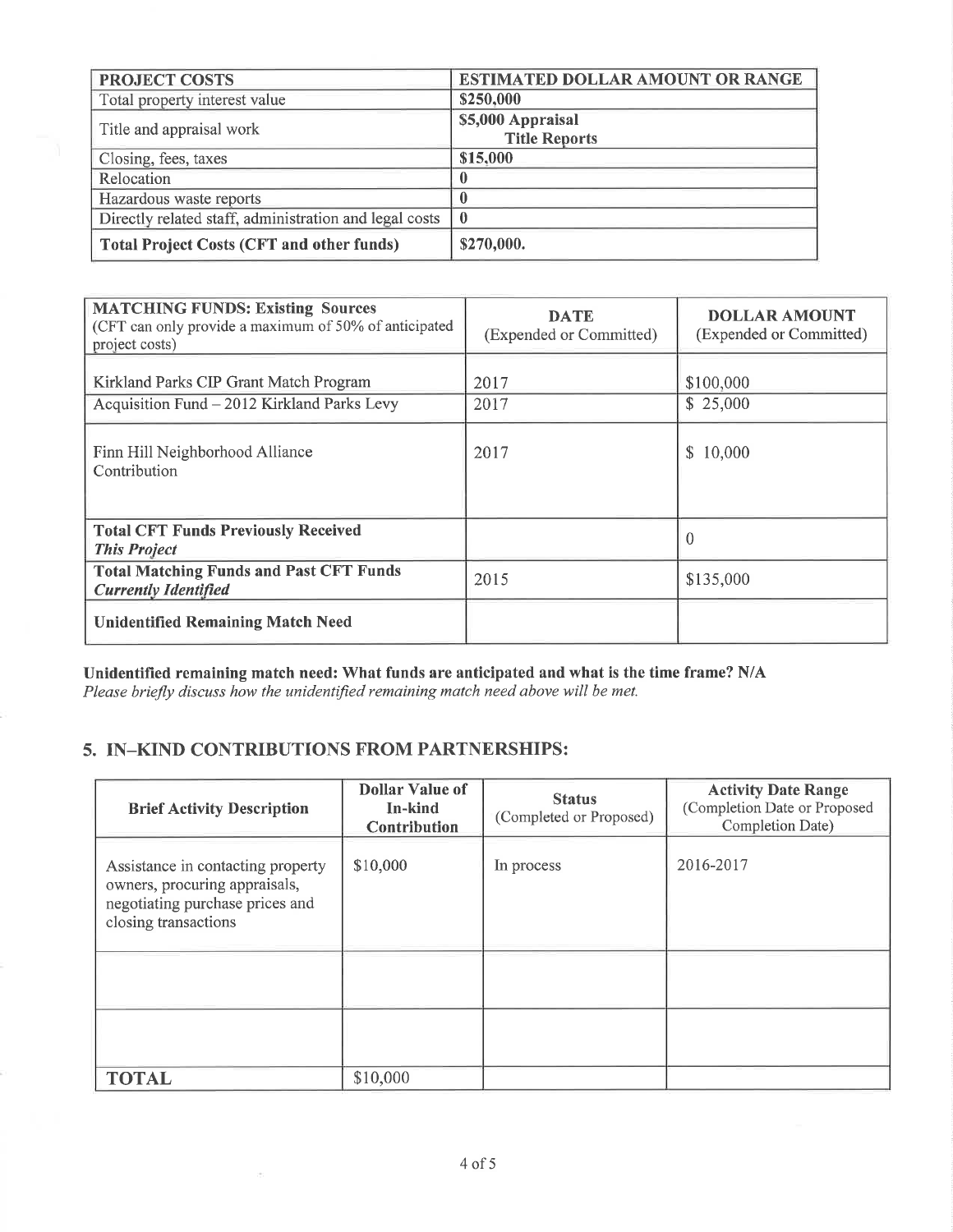| PROJECT COSTS | ESTIMATED DOLLAR AMOUNT OR RANGE |
|---|---|
| Total property interest value | **$250,000** |
| Title and appraisal work | **$5,000 Appraisal Title Reports** |
| Closing, fees, taxes | **$15,000** |
| Relocation | **0** |
| Hazardous waste reports | **0** |
| Directly related staff, administration and legal costs | **0** |
| **Total Project Costs (CFT and other funds)** | **$270,000.** |

| **MATCHING FUNDS: Existing Sources** (CFT can only provide a maximum of 50% of anticipated project costs) | **DATE** (Expended or Committed) | **DOLLAR AMOUNT** (Expended or Committed) |
|---|---|---|
| Kirkland Parks CIP Grant Match Program | 2017 | $100,000 |
| Acquisition Fund – 2012 Kirkland Parks Levy | 2017 | $ 25,000 |
| Finn Hill Neighborhood Alliance Contribution | 2017 | $ 10,000 |
| **Total CFT Funds Previously Received** ***This Project*** | | 0 |
| **Total Matching Funds and Past CFT Funds** ***Currently Identified*** | 2015 | $135,000 |
| **Unidentified Remaining Match Need** | | |

**Unidentified remaining match need: What funds are anticipated and what is the time frame? N/A**
*Please briefly discuss how the unidentified remaining match need above will be met.*

## 5. IN–KIND CONTRIBUTIONS FROM PARTNERSHIPS:

| Brief Activity Description | Dollar Value of In-kind Contribution | Status (Completed or Proposed) | Activity Date Range (Completion Date or Proposed Completion Date) |
|---|---|---|---|
| Assistance in contacting property owners, procuring appraisals, negotiating purchase prices and closing transactions | $10,000 | In process | 2016-2017 |
| | | | |
| | | | |
| **TOTAL** | $10,000 | | |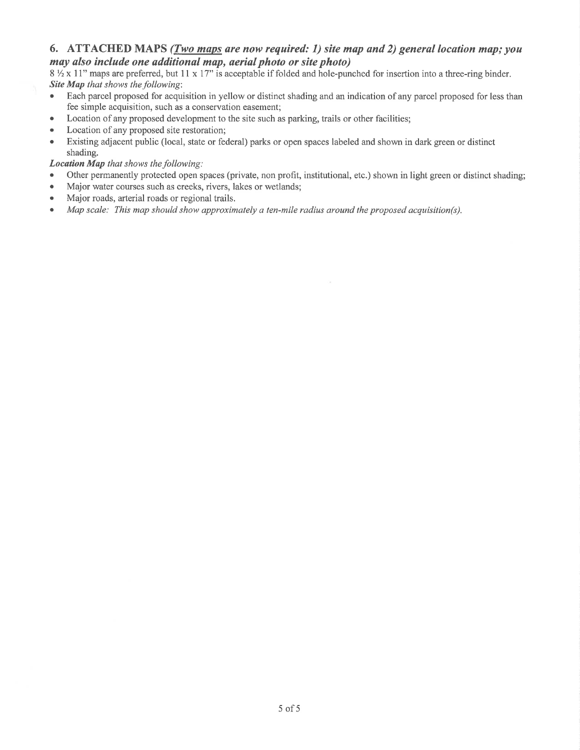## 6. ATTACHED MAPS *(<u>Two maps</u> are now required: 1) site map and 2) general location map; you may also include one additional map, aerial photo or site photo)*

8 ½ x 11" maps are preferred, but 11 x 17" is acceptable if folded and hole-punched for insertion into a three-ring binder.

***Site Map** that shows the following*:

- Each parcel proposed for acquisition in yellow or distinct shading and an indication of any parcel proposed for less than fee simple acquisition, such as a conservation easement;
- Location of any proposed development to the site such as parking, trails or other facilities;
- Location of any proposed site restoration;
- Existing adjacent public (local, state or federal) parks or open spaces labeled and shown in dark green or distinct shading.

***Location Map** that shows the following:*

- Other permanently protected open spaces (private, non profit, institutional, etc.) shown in light green or distinct shading;
- Major water courses such as creeks, rivers, lakes or wetlands;
- Major roads, arterial roads or regional trails.
- *Map scale: This map should show approximately a ten-mile radius around the proposed acquisition(s).*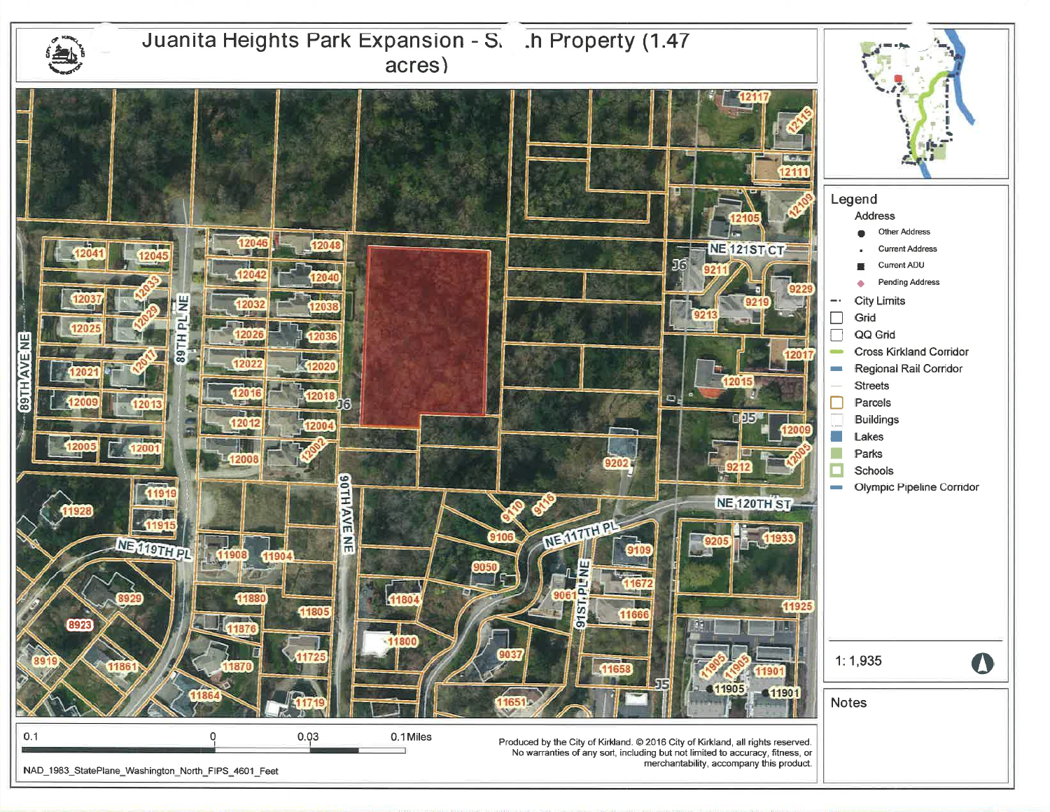# Juanita Heights Park Expansion - S. .h Property (1.47 acres)

**Legend**

Address
- Other Address
- Current Address
- Current ADU
- Pending Address

- City Limits
- Grid
- QQ Grid
- Cross Kirkland Corridor
- Regional Rail Corridor
- Streets
- Parcels
- Buildings
- Lakes
- Parks
- Schools
- Olympic Pipeline Corridor

1: 1,935

**Notes**

0.1 0 0.03 0.1 Miles

NAD_1983_StatePlane_Washington_North_FIPS_4601_Feet

Produced by the City of Kirkland. © 2016 City of Kirkland, all rights reserved. No warranties of any sort, including but not limited to accuracy, fitness, or merchantability, accompany this product.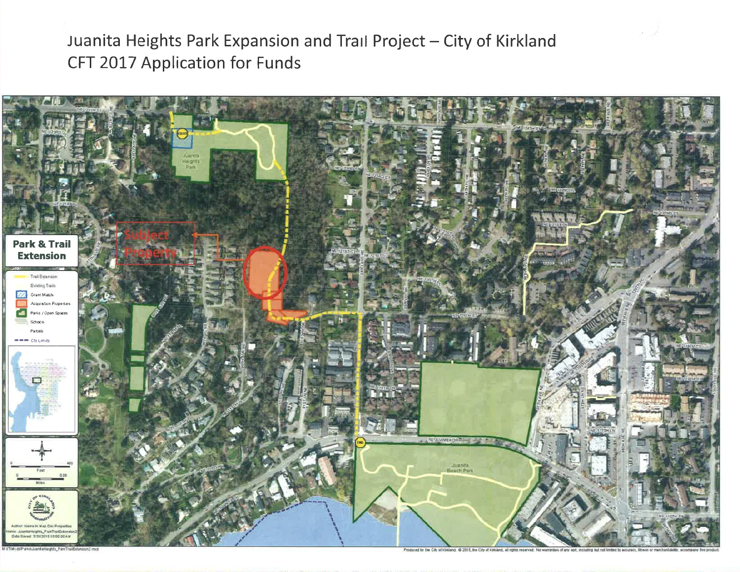# Juanita Heights Park Expansion and Trail Project – City of Kirkland
## CFT 2017 Application for Funds

**Park & Trail Extension**

Subject Property

- Trail Extension
- Existing Trails
- Grant Match
- Acquisition Properties
- Parks / Open Spaces
- Schools
- Parcels
- City Limits

Juanita Heights Park

Juanita Beach Park

Produced by the City of Kirkland. © 2015, the City of Kirkland, all rights reserved. No warranties of any sort, including but not limited to accuracy, fitness or merchantability, accompany this product.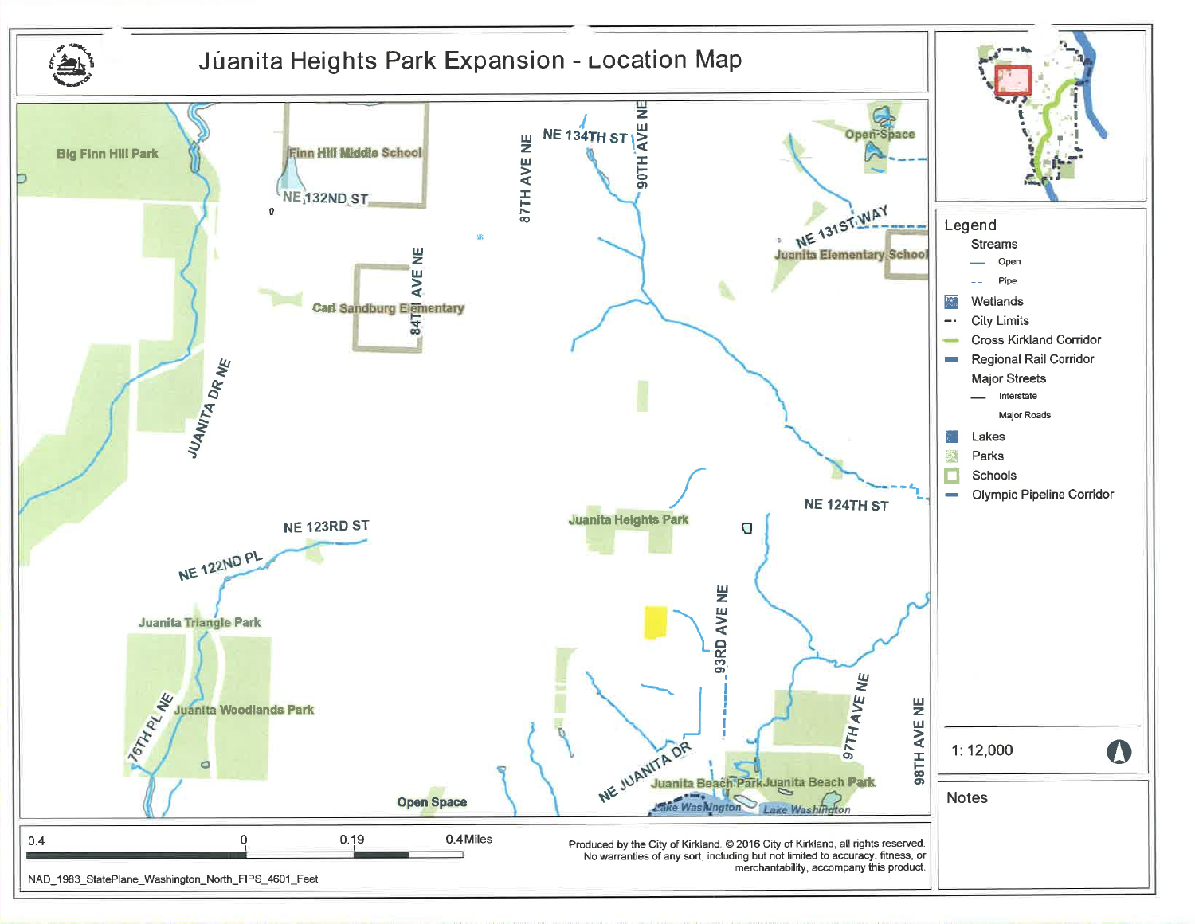# Juanita Heights Park Expansion - Location Map

Big Finn Hill Park

Finn Hill Middle School

NE 132ND ST

Carl Sandburg Elementary

84TH AVE NE

87TH AVE NE

NE 134TH ST

90TH AVE NE

Open Space

NE 131ST WAY

Juanita Elementary School

JUANITA DR NE

Juanita Heights Park

NE 124TH ST

NE 123RD ST

NE 122ND PL

Juanita Triangle Park

Juanita Woodlands Park

76TH PL NE

93RD AVE NE

97TH AVE NE

98TH AVE NE

NE JUANITA DR

Juanita Beach Park

Juanita Beach Park

Lake Washington

Lake Washington

Open Space

Legend

Streams
- Open
- Pipe

Wetlands

City Limits

Cross Kirkland Corridor

Regional Rail Corridor

Major Streets
- Interstate
- Major Roads

Lakes

Parks

Schools

Olympic Pipeline Corridor

1: 12,000

Notes

0.4 0 0.19 0.4 Miles

NAD_1983_StatePlane_Washington_North_FIPS_4601_Feet

Produced by the City of Kirkland. © 2016 City of Kirkland, all rights reserved. No warranties of any sort, including but not limited to accuracy, fitness, or merchantability, accompany this product.